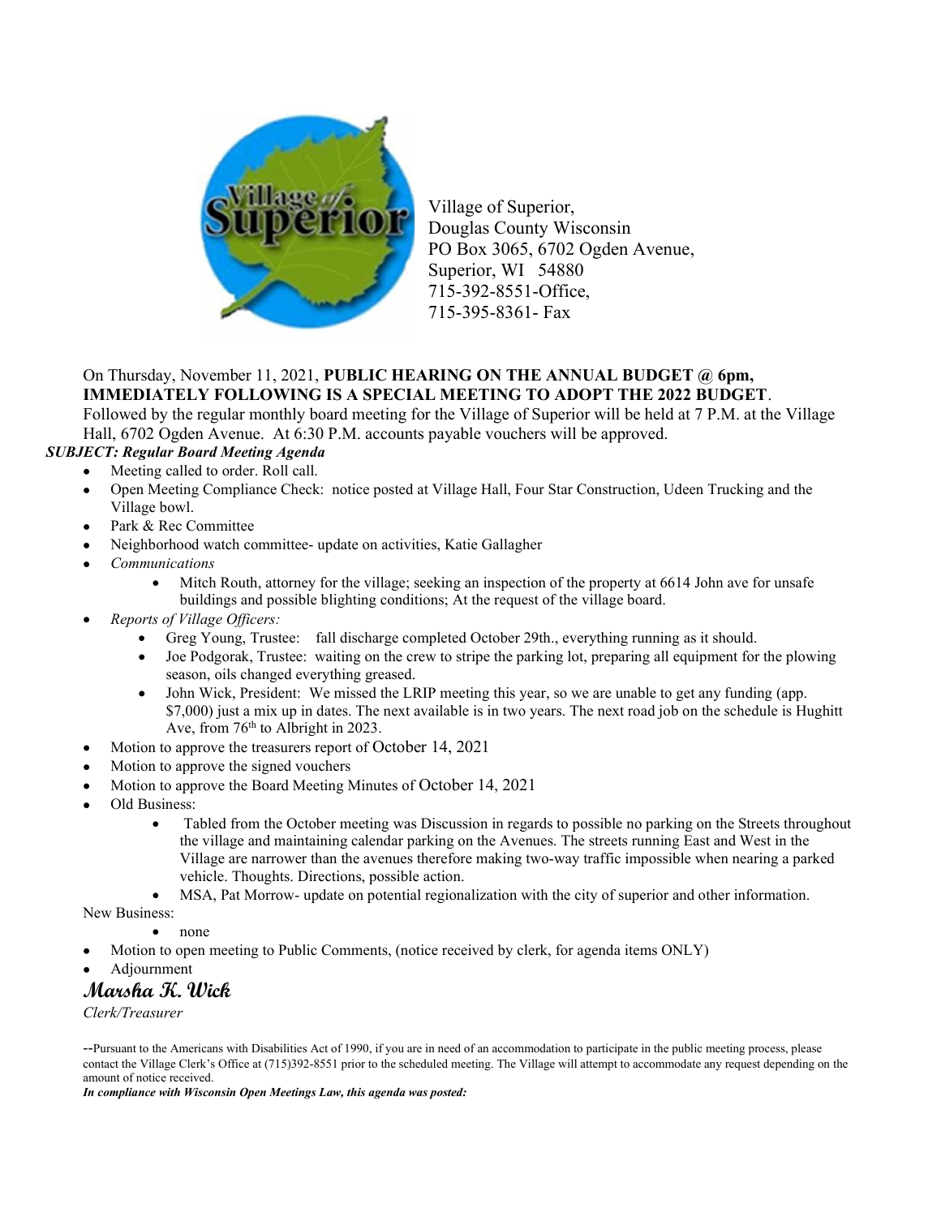Village of Superior,
Douglas County Wisconsin
PO Box 3065, 6702 Ogden Avenue,
Superior, WI 54880
715-392-8551-Office,
715-395-8361- Fax

On Thursday, November 11, 2021, **PUBLIC HEARING ON THE ANNUAL BUDGET @ 6pm, IMMEDIATELY FOLLOWING IS A SPECIAL MEETING TO ADOPT THE 2022 BUDGET**. Followed by the regular monthly board meeting for the Village of Superior will be held at 7 P.M. at the Village Hall, 6702 Ogden Avenue. At 6:30 P.M. accounts payable vouchers will be approved.

***SUBJECT: Regular Board Meeting Agenda***

- Meeting called to order. Roll call.
- Open Meeting Compliance Check: notice posted at Village Hall, Four Star Construction, Udeen Trucking and the Village bowl.
- Park & Rec Committee
- Neighborhood watch committee- update on activities, Katie Gallagher
- *Communications*
    - Mitch Routh, attorney for the village; seeking an inspection of the property at 6614 John ave for unsafe buildings and possible blighting conditions; At the request of the village board.
- *Reports of Village Officers:*
    - Greg Young, Trustee: fall discharge completed October 29th., everything running as it should.
    - Joe Podgorak, Trustee: waiting on the crew to stripe the parking lot, preparing all equipment for the plowing season, oils changed everything greased.
    - John Wick, President: We missed the LRIP meeting this year, so we are unable to get any funding (app. $7,000) just a mix up in dates. The next available is in two years. The next road job on the schedule is Hughitt Ave, from 76th to Albright in 2023.
- Motion to approve the treasurers report of October 14, 2021
- Motion to approve the signed vouchers
- Motion to approve the Board Meeting Minutes of October 14, 2021
- Old Business:
    - Tabled from the October meeting was Discussion in regards to possible no parking on the Streets throughout the village and maintaining calendar parking on the Avenues. The streets running East and West in the Village are narrower than the avenues therefore making two-way traffic impossible when nearing a parked vehicle. Thoughts. Directions, possible action.
    - MSA, Pat Morrow- update on potential regionalization with the city of superior and other information.

New Business:

- none

- Motion to open meeting to Public Comments, (notice received by clerk, for agenda items ONLY)
- Adjournment

**Marsha K. Wick**

*Clerk/Treasurer*

--Pursuant to the Americans with Disabilities Act of 1990, if you are in need of an accommodation to participate in the public meeting process, please contact the Village Clerk's Office at (715)392-8551 prior to the scheduled meeting. The Village will attempt to accommodate any request depending on the amount of notice received.

***In compliance with Wisconsin Open Meetings Law, this agenda was posted:***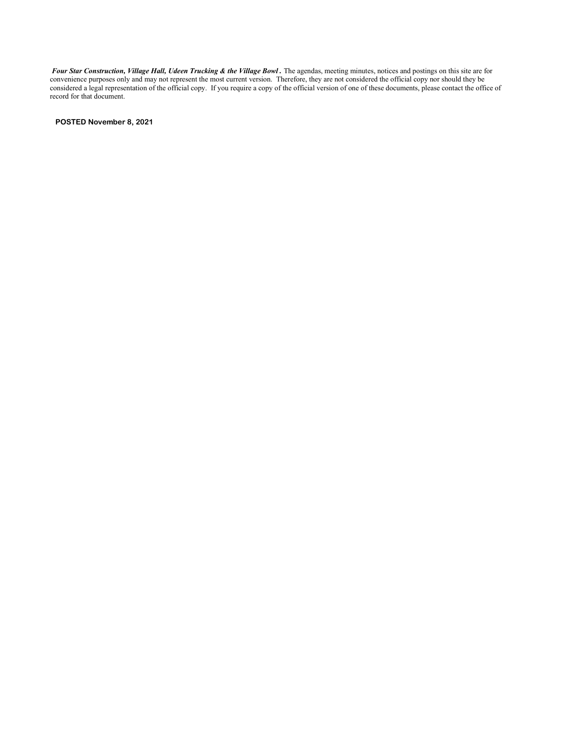***Four Star Construction, Village Hall, Udeen Trucking & the Village Bowl*.** The agendas, meeting minutes, notices and postings on this site are for convenience purposes only and may not represent the most current version. Therefore, they are not considered the official copy nor should they be considered a legal representation of the official copy. If you require a copy of the official version of one of these documents, please contact the office of record for that document.

**POSTED November 8, 2021**